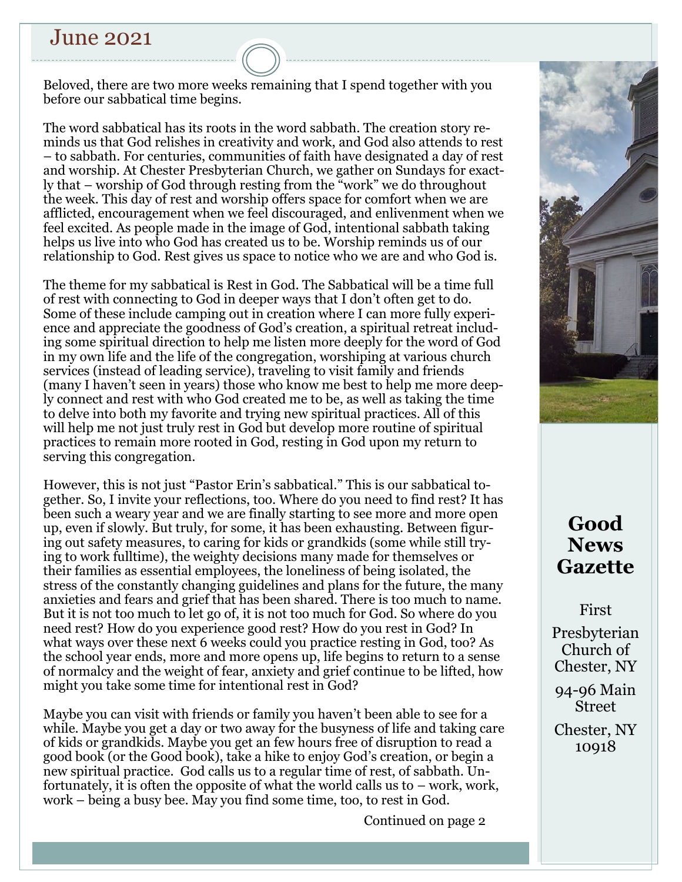# June 2021

Beloved, there are two more weeks remaining that I spend together with you before our sabbatical time begins.

The word sabbatical has its roots in the word sabbath. The creation story reminds us that God relishes in creativity and work, and God also attends to rest – to sabbath. For centuries, communities of faith have designated a day of rest and worship. At Chester Presbyterian Church, we gather on Sundays for exactly that – worship of God through resting from the "work" we do throughout the week. This day of rest and worship offers space for comfort when we are afflicted, encouragement when we feel discouraged, and enlivenment when we feel excited. As people made in the image of God, intentional sabbath taking helps us live into who God has created us to be. Worship reminds us of our relationship to God. Rest gives us space to notice who we are and who God is.

The theme for my sabbatical is Rest in God. The Sabbatical will be a time full of rest with connecting to God in deeper ways that I don't often get to do. Some of these include camping out in creation where I can more fully experience and appreciate the goodness of God's creation, a spiritual retreat including some spiritual direction to help me listen more deeply for the word of God in my own life and the life of the congregation, worshiping at various church services (instead of leading service), traveling to visit family and friends (many I haven't seen in years) those who know me best to help me more deeply connect and rest with who God created me to be, as well as taking the time to delve into both my favorite and trying new spiritual practices. All of this will help me not just truly rest in God but develop more routine of spiritual practices to remain more rooted in God, resting in God upon my return to serving this congregation.

However, this is not just "Pastor Erin's sabbatical." This is our sabbatical together. So, I invite your reflections, too. Where do you need to find rest? It has been such a weary year and we are finally starting to see more and more open up, even if slowly. But truly, for some, it has been exhausting. Between figuring out safety measures, to caring for kids or grandkids (some while still trying to work fulltime), the weighty decisions many made for themselves or their families as essential employees, the loneliness of being isolated, the stress of the constantly changing guidelines and plans for the future, the many anxieties and fears and grief that has been shared. There is too much to name. But it is not too much to let go of, it is not too much for God. So where do you need rest? How do you experience good rest? How do you rest in God? In what ways over these next 6 weeks could you practice resting in God, too? As the school year ends, more and more opens up, life begins to return to a sense of normalcy and the weight of fear, anxiety and grief continue to be lifted, how might you take some time for intentional rest in God?

Maybe you can visit with friends or family you haven't been able to see for a while. Maybe you get a day or two away for the busyness of life and taking care of kids or grandkids. Maybe you get an few hours free of disruption to read a good book (or the Good book), take a hike to enjoy God's creation, or begin a new spiritual practice. God calls us to a regular time of rest, of sabbath. Unfortunately, it is often the opposite of what the world calls us to – work, work, work – being a busy bee. May you find some time, too, to rest in God.

Continued on page 2

## Good News Gazette

First Presbyterian Church of Chester, NY

94-96 Main Street

Chester, NY 10918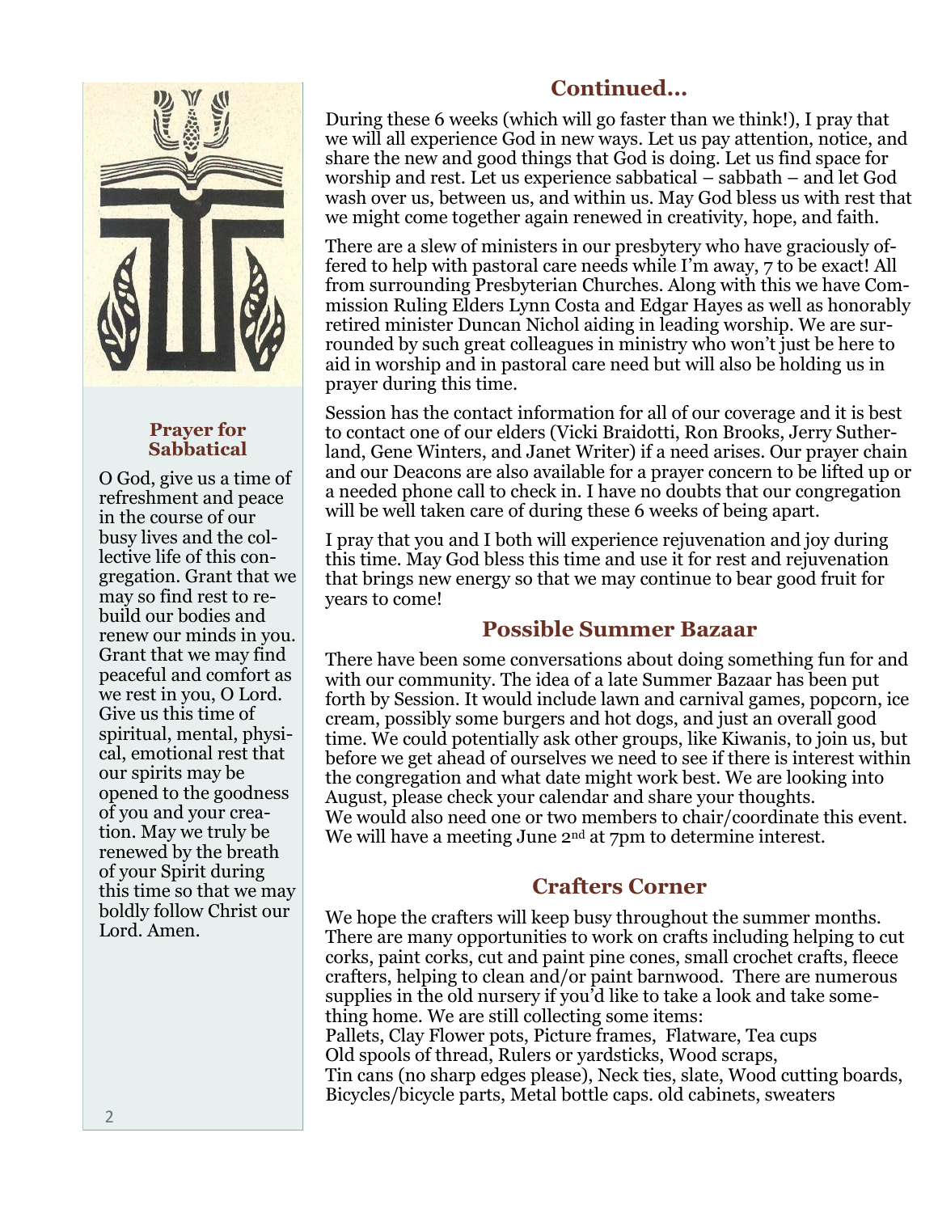## Prayer for Sabbatical

O God, give us a time of refreshment and peace in the course of our busy lives and the collective life of this congregation. Grant that we may so find rest to rebuild our bodies and renew our minds in you. Grant that we may find peaceful and comfort as we rest in you, O Lord. Give us this time of spiritual, mental, physical, emotional rest that our spirits may be opened to the goodness of you and your creation. May we truly be renewed by the breath of your Spirit during this time so that we may boldly follow Christ our Lord. Amen.

## Continued…

During these 6 weeks (which will go faster than we think!), I pray that we will all experience God in new ways. Let us pay attention, notice, and share the new and good things that God is doing. Let us find space for worship and rest. Let us experience sabbatical – sabbath – and let God wash over us, between us, and within us. May God bless us with rest that we might come together again renewed in creativity, hope, and faith.

There are a slew of ministers in our presbytery who have graciously offered to help with pastoral care needs while I'm away, 7 to be exact! All from surrounding Presbyterian Churches. Along with this we have Commission Ruling Elders Lynn Costa and Edgar Hayes as well as honorably retired minister Duncan Nichol aiding in leading worship. We are surrounded by such great colleagues in ministry who won't just be here to aid in worship and in pastoral care need but will also be holding us in prayer during this time.

Session has the contact information for all of our coverage and it is best to contact one of our elders (Vicki Braidotti, Ron Brooks, Jerry Sutherland, Gene Winters, and Janet Writer) if a need arises. Our prayer chain and our Deacons are also available for a prayer concern to be lifted up or a needed phone call to check in. I have no doubts that our congregation will be well taken care of during these 6 weeks of being apart.

I pray that you and I both will experience rejuvenation and joy during this time. May God bless this time and use it for rest and rejuvenation that brings new energy so that we may continue to bear good fruit for years to come!

## Possible Summer Bazaar

There have been some conversations about doing something fun for and with our community. The idea of a late Summer Bazaar has been put forth by Session. It would include lawn and carnival games, popcorn, ice cream, possibly some burgers and hot dogs, and just an overall good time. We could potentially ask other groups, like Kiwanis, to join us, but before we get ahead of ourselves we need to see if there is interest within the congregation and what date might work best. We are looking into August, please check your calendar and share your thoughts.
We would also need one or two members to chair/coordinate this event. We will have a meeting June 2nd at 7pm to determine interest.

## Crafters Corner

We hope the crafters will keep busy throughout the summer months. There are many opportunities to work on crafts including helping to cut corks, paint corks, cut and paint pine cones, small crochet crafts, fleece crafters, helping to clean and/or paint barnwood. There are numerous supplies in the old nursery if you'd like to take a look and take something home. We are still collecting some items:
Pallets, Clay Flower pots, Picture frames, Flatware, Tea cups
Old spools of thread, Rulers or yardsticks, Wood scraps,
Tin cans (no sharp edges please), Neck ties, slate, Wood cutting boards,
Bicycles/bicycle parts, Metal bottle caps. old cabinets, sweaters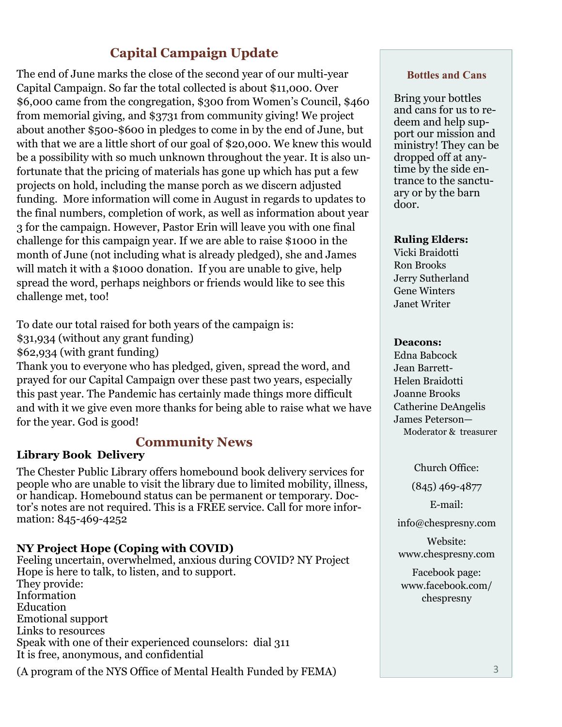## Capital Campaign Update

The end of June marks the close of the second year of our multi-year Capital Campaign. So far the total collected is about $11,000. Over $6,000 came from the congregation, $300 from Women's Council, $460 from memorial giving, and $3731 from community giving! We project about another $500-$600 in pledges to come in by the end of June, but with that we are a little short of our goal of $20,000. We knew this would be a possibility with so much unknown throughout the year. It is also unfortunate that the pricing of materials has gone up which has put a few projects on hold, including the manse porch as we discern adjusted funding. More information will come in August in regards to updates to the final numbers, completion of work, as well as information about year 3 for the campaign. However, Pastor Erin will leave you with one final challenge for this campaign year. If we are able to raise $1000 in the month of June (not including what is already pledged), she and James will match it with a $1000 donation. If you are unable to give, help spread the word, perhaps neighbors or friends would like to see this challenge met, too!

To date our total raised for both years of the campaign is:
$31,934 (without any grant funding)
$62,934 (with grant funding)
Thank you to everyone who has pledged, given, spread the word, and prayed for our Capital Campaign over these past two years, especially this past year. The Pandemic has certainly made things more difficult and with it we give even more thanks for being able to raise what we have for the year. God is good!

## Community News

**Library Book Delivery**

The Chester Public Library offers homebound book delivery services for people who are unable to visit the library due to limited mobility, illness, or handicap. Homebound status can be permanent or temporary. Doctor's notes are not required. This is a FREE service. Call for more information: 845-469-4252

**NY Project Hope (Coping with COVID)**

Feeling uncertain, overwhelmed, anxious during COVID? NY Project Hope is here to talk, to listen, and to support.
They provide:
Information
Education
Emotional support
Links to resources
Speak with one of their experienced counselors: dial 311
It is free, anonymous, and confidential

(A program of the NYS Office of Mental Health Funded by FEMA)

### Bottles and Cans

Bring your bottles and cans for us to redeem and help support our mission and ministry! They can be dropped off at anytime by the side entrance to the sanctuary or by the barn door.

**Ruling Elders:**
Vicki Braidotti
Ron Brooks
Jerry Sutherland
Gene Winters
Janet Writer

**Deacons:**
Edna Babcock
Jean Barrett-Helen Braidotti
Joanne Brooks
Catherine DeAngelis
James Peterson—Moderator & treasurer

Church Office:
(845) 469-4877

E-mail:
info@chespresny.com

Website:
www.chespresny.com

Facebook page:
www.facebook.com/chespresny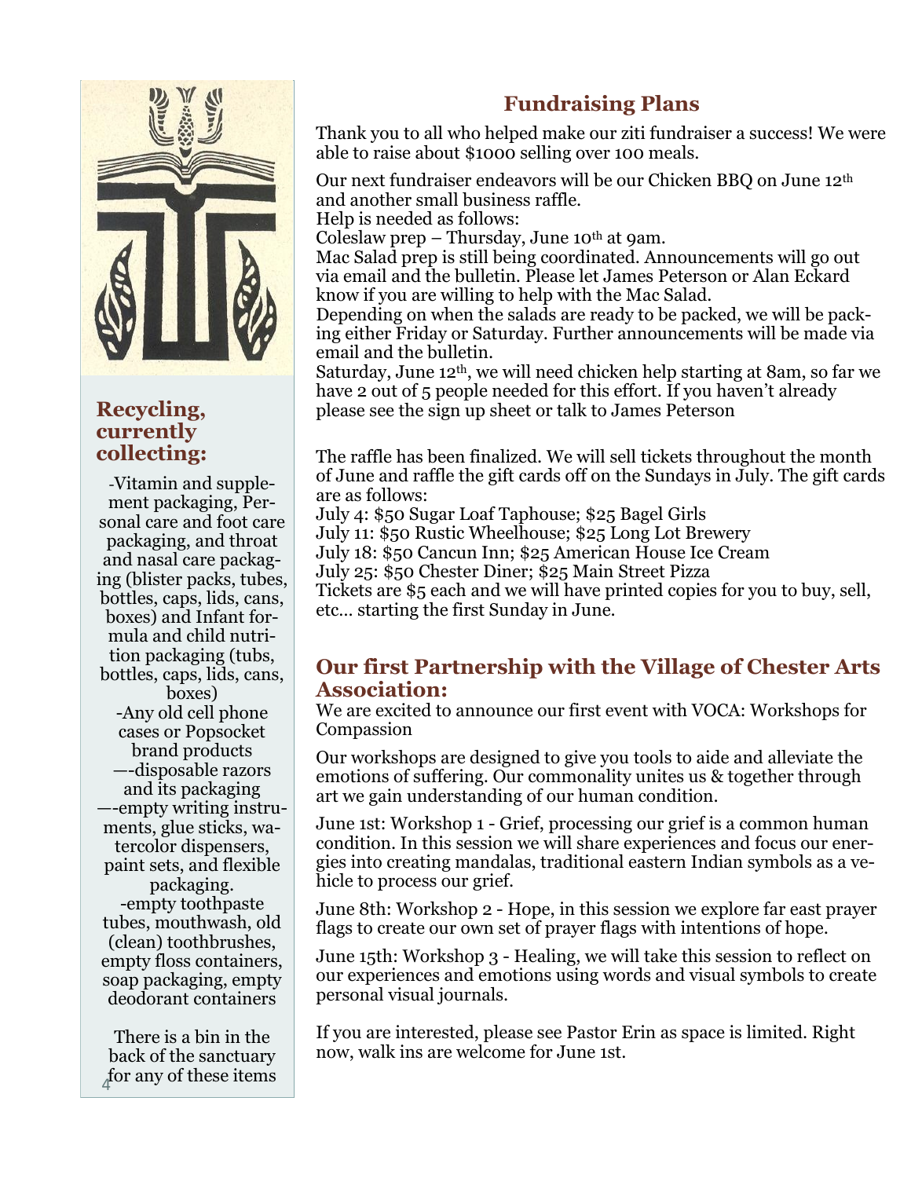## Fundraising Plans

Thank you to all who helped make our ziti fundraiser a success! We were able to raise about $1000 selling over 100 meals.

Our next fundraiser endeavors will be our Chicken BBQ on June 12th and another small business raffle.
Help is needed as follows:
Coleslaw prep – Thursday, June 10th at 9am.
Mac Salad prep is still being coordinated. Announcements will go out via email and the bulletin. Please let James Peterson or Alan Eckard know if you are willing to help with the Mac Salad.
Depending on when the salads are ready to be packed, we will be packing either Friday or Saturday. Further announcements will be made via email and the bulletin.
Saturday, June 12th, we will need chicken help starting at 8am, so far we have 2 out of 5 people needed for this effort. If you haven't already please see the sign up sheet or talk to James Peterson

The raffle has been finalized. We will sell tickets throughout the month of June and raffle the gift cards off on the Sundays in July. The gift cards are as follows:
July 4: $50 Sugar Loaf Taphouse; $25 Bagel Girls
July 11: $50 Rustic Wheelhouse; $25 Long Lot Brewery
July 18: $50 Cancun Inn; $25 American House Ice Cream
July 25: $50 Chester Diner; $25 Main Street Pizza
Tickets are $5 each and we will have printed copies for you to buy, sell, etc… starting the first Sunday in June.

## Our first Partnership with the Village of Chester Arts Association:

We are excited to announce our first event with VOCA: Workshops for Compassion

Our workshops are designed to give you tools to aide and alleviate the emotions of suffering. Our commonality unites us & together through art we gain understanding of our human condition.

June 1st: Workshop 1 - Grief, processing our grief is a common human condition. In this session we will share experiences and focus our energies into creating mandalas, traditional eastern Indian symbols as a vehicle to process our grief.

June 8th: Workshop 2 - Hope, in this session we explore far east prayer flags to create our own set of prayer flags with intentions of hope.

June 15th: Workshop 3 - Healing, we will take this session to reflect on our experiences and emotions using words and visual symbols to create personal visual journals.

If you are interested, please see Pastor Erin as space is limited. Right now, walk ins are welcome for June 1st.

### Recycling, currently collecting:

-Vitamin and supplement packaging, Personal care and foot care packaging, and throat and nasal care packaging (blister packs, tubes, bottles, caps, lids, cans, boxes) and Infant formula and child nutrition packaging (tubs, bottles, caps, lids, cans, boxes)
-Any old cell phone cases or Popsocket brand products
—-disposable razors and its packaging
—-empty writing instruments, glue sticks, watercolor dispensers, paint sets, and flexible packaging.
-empty toothpaste tubes, mouthwash, old (clean) toothbrushes, empty floss containers, soap packaging, empty deodorant containers

There is a bin in the back of the sanctuary for any of these items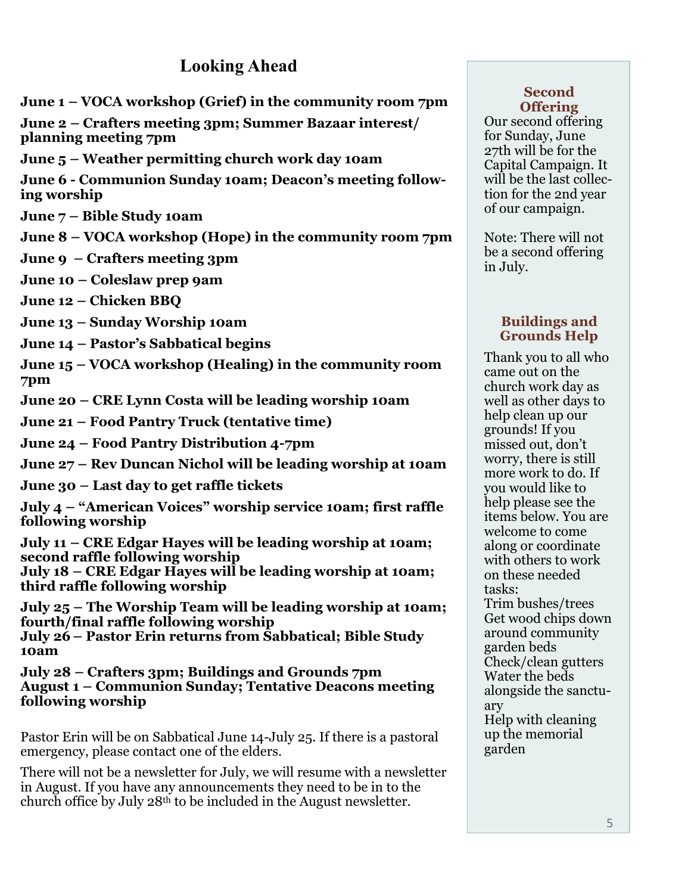## Looking Ahead

**June 1 – VOCA workshop (Grief) in the community room 7pm**

**June 2 – Crafters meeting 3pm; Summer Bazaar interest/ planning meeting 7pm**

**June 5 – Weather permitting church work day 10am**

**June 6 - Communion Sunday 10am; Deacon's meeting following worship**

**June 7 – Bible Study 10am**

**June 8 – VOCA workshop (Hope) in the community room 7pm**

**June 9 – Crafters meeting 3pm**

**June 10 – Coleslaw prep 9am**

**June 12 – Chicken BBQ**

**June 13 – Sunday Worship 10am**

**June 14 – Pastor's Sabbatical begins**

**June 15 – VOCA workshop (Healing) in the community room 7pm**

**June 20 – CRE Lynn Costa will be leading worship 10am**

**June 21 – Food Pantry Truck (tentative time)**

**June 24 – Food Pantry Distribution 4-7pm**

**June 27 – Rev Duncan Nichol will be leading worship at 10am**

**June 30 – Last day to get raffle tickets**

**July 4 – "American Voices" worship service 10am; first raffle following worship**

**July 11 – CRE Edgar Hayes will be leading worship at 10am; second raffle following worship**

**July 18 – CRE Edgar Hayes will be leading worship at 10am; third raffle following worship**

**July 25 – The Worship Team will be leading worship at 10am; fourth/final raffle following worship**

**July 26 – Pastor Erin returns from Sabbatical; Bible Study 10am**

**July 28 – Crafters 3pm; Buildings and Grounds 7pm**

**August 1 – Communion Sunday; Tentative Deacons meeting following worship**

Pastor Erin will be on Sabbatical June 14-July 25. If there is a pastoral emergency, please contact one of the elders.

There will not be a newsletter for July, we will resume with a newsletter in August. If you have any announcements they need to be in to the church office by July 28th to be included in the August newsletter.

### Second Offering

Our second offering for Sunday, June 27th will be for the Capital Campaign. It will be the last collection for the 2nd year of our campaign.

Note: There will not be a second offering in July.

### Buildings and Grounds Help

Thank you to all who came out on the church work day as well as other days to help clean up our grounds! If you missed out, don't worry, there is still more work to do. If you would like to help please see the items below. You are welcome to come along or coordinate with others to work on these needed tasks:

Trim bushes/trees

Get wood chips down around community garden beds

Check/clean gutters

Water the beds alongside the sanctuary

Help with cleaning up the memorial garden